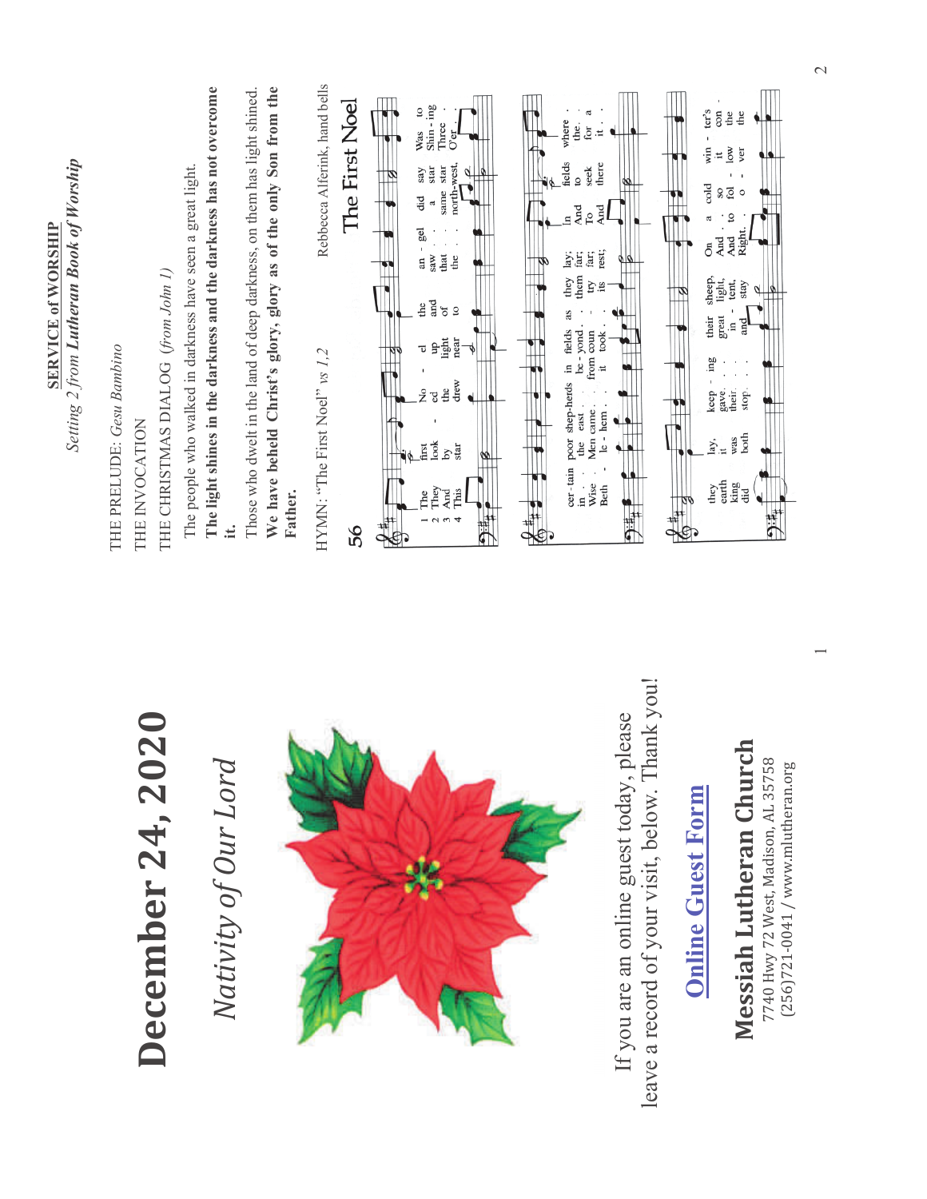# December 24, 2020

## *Nativity of Our Lord*

If you are an online guest today, please leave a record of your visit, below. Thank you!

**Online Guest Form**

## Messiah Lutheran Church

7740 Hwy 72 West, Madison, AL 35758
(256)721-0041 / www.mlutheran.org

---

**SERVICE of WORSHIP**
*Setting 2 from **Lutheran Book of Worship***

THE PRELUDE: *Gesu Bambino*

THE INVOCATION

THE CHRISTMAS DIALOG *(from John 1)*

The people who walked in darkness have seen a great light.

**The light shines in the darkness and the darkness has not overcome it.**

Those who dwelt in the land of deep darkness, on them has light shined.

**We have beheld Christ's glory, glory as of the only Son from the Father.**

HYMN: "The First Noel" *vs 1,2* — Rebbecca Alferink, hand bells

### 56 The First Noel

1 The first No - el the an - gel did say Was to cer - tain poor shep-herds in fields as they lay; In fields where they lay, keep - ing their sheep, On a cold win - ter's
2 They look - ed up and saw a star Shin - ing in the east be - yond them far; And to the earth it gave great light, And so it con -
3 And by the light of that same star Three Wise Men came from coun - try far; To seek for a king was their in - tent, And to fol - low the
4 This star drew near the north-west, O'er Beth - le - hem it took its rest; And there it did both stop and stay Right o - ver the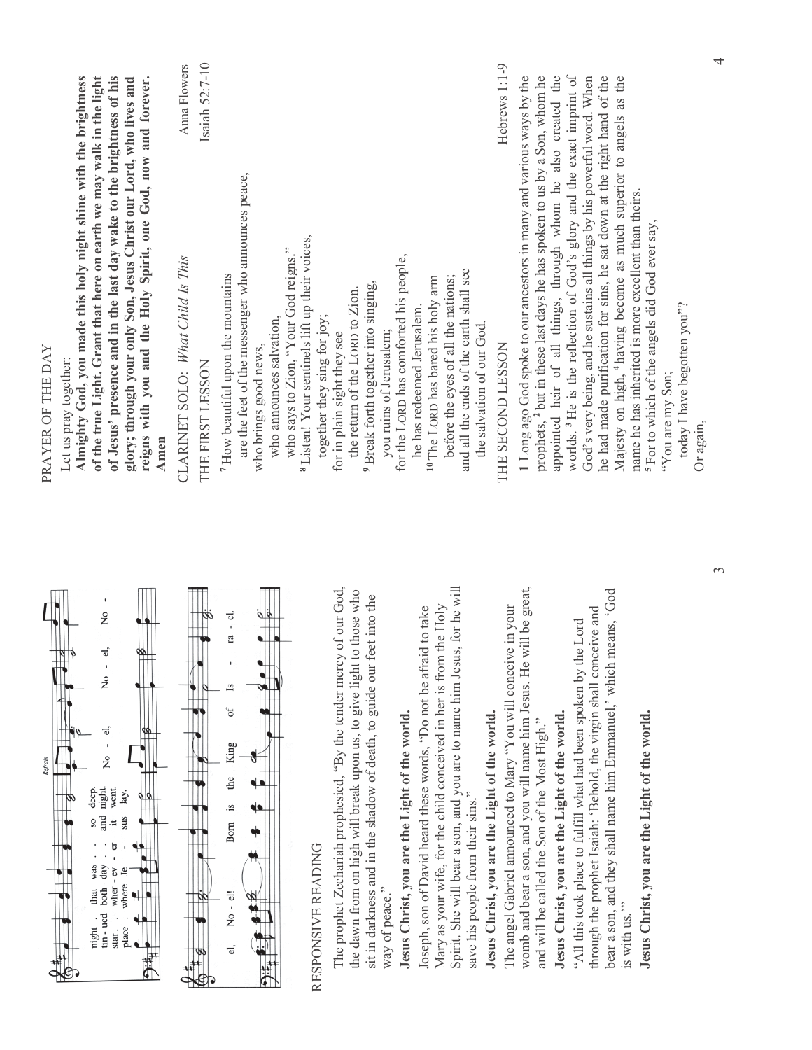Refrain

night . . that was . . so deep.
tin - ued both day . . and night.
star. . wher - ev - er it went.
place . where Je - sus lay.

No - el, No - el, No - el, No - el!

Born is the King of Is - ra - el.

## RESPONSIVE READING

The prophet Zechariah prophesied, "By the tender mercy of our God, the dawn from on high will break upon us, to give light to those who sit in darkness and in the shadow of death, to guide our feet into the way of peace."

**Jesus Christ, you are the Light of the world.**

Joseph, son of David heard these words, "Do not be afraid to take Mary as your wife, for the child conceived in her is from the Holy Spirit. She will bear a son, and you are to name him Jesus, for he will save his people from their sins."

**Jesus Christ, you are the Light of the world.**

The angel Gabriel announced to Mary "You will conceive in your womb and bear a son, and you will name him Jesus. He will be great, and will be called the Son of the Most High."

**Jesus Christ, you are the Light of the world.**

"All this took place to fulfill what had been spoken by the Lord through the prophet Isaiah: 'Behold, the virgin shall conceive and bear a son, and they shall name him Emmanuel,' which means, 'God is with us.'"

**Jesus Christ, you are the Light of the world.**

## PRAYER OF THE DAY

Let us pray together:

**Almighty God, you made this holy night shine with the brightness of the true Light. Grant that here on earth we may walk in the light of Jesus' presence and in the last day wake to the brightness of his glory; through your only Son, Jesus Christ our Lord, who lives and reigns with you and the Holy Spirit, one God, now and forever. Amen**

CLARINET SOLO: *What Child Is This* — Anna Flowers

## THE FIRST LESSON — Isaiah 52:7-10

[7] How beautiful upon the mountains
are the feet of the messenger who announces peace,
who brings good news,
who announces salvation,
who says to Zion, "Your God reigns."
[8] Listen! Your sentinels lift up their voices,
together they sing for joy;
for in plain sight they see
the return of the LORD to Zion.
[9] Break forth together into singing,
you ruins of Jerusalem;
for the LORD has comforted his people,
he has redeemed Jerusalem.
[10] The LORD has bared his holy arm
before the eyes of all the nations;
and all the ends of the earth shall see
the salvation of our God.

## THE SECOND LESSON — Hebrews 1:1-9

**1** Long ago God spoke to our ancestors in many and various ways by the prophets, [2] but in these last days he has spoken to us by a Son, whom he appointed heir of all things, through whom he also created the worlds. [3] He is the reflection of God's glory and the exact imprint of God's very being, and he sustains all things by his powerful word. When he had made purification for sins, he sat down at the right hand of the Majesty on high, [4] having become as much superior to angels as the name he has inherited is more excellent than theirs.
[5] For to which of the angels did God ever say,
"You are my Son;
today I have begotten you"?
Or again,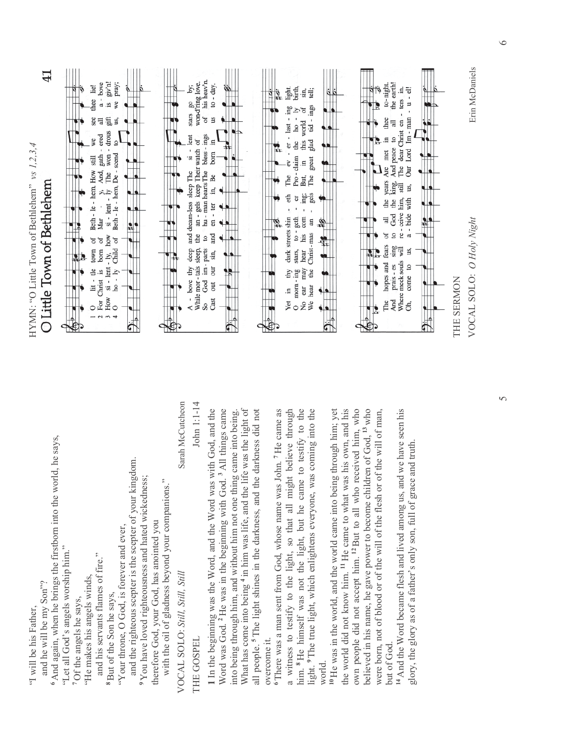"I will be his Father,
 and he will be my Son"?
[6] And again, when he brings the firstborn into the world, he says,
"Let all God's angels worship him."
[7] Of the angels he says,
"He makes his angels winds,
 and his servants flames of fire."
[8] But of the Son he says,
"Your throne, O God, is forever and ever,
 and the righteous scepter is the scepter of your kingdom.
[9] You have loved righteousness and hated wickedness;
therefore God, your God, has anointed you
 with the oil of gladness beyond your companions."

VOCAL SOLO: *Still, Still, Still* — Sarah McCutcheon

THE GOSPEL — John 1:1-14

**1** In the beginning was the Word, and the Word was with God, and the Word was God. [2] He was in the beginning with God. [3] All things came into being through him, and without him not one thing came into being. What has come into being [4] in him was life, and the life was the light of all people. [5] The light shines in the darkness, and the darkness did not overcome it.

[6] There was a man sent from God, whose name was John. [7] He came as a witness to testify to the light, so that all might believe through him. [8] He himself was not the light, but he came to testify to the light. [9] The true light, which enlightens everyone, was coming into the world.

[10] He was in the world, and the world came into being through him; yet the world did not know him. [11] He came to what was his own, and his own people did not accept him. [12] But to all who received him, who believed in his name, he gave power to become children of God, [13] who were born, not of blood or of the will of the flesh or of the will of man, but of God.

[14] And the Word became flesh and lived among us, and we have seen his glory, the glory as of a father's only son, full of grace and truth.

HYMN: "O Little Town of Bethlehem" *vs 1,2,3,4*

## O Little Town of Bethlehem — 41

1 O little town of Bethlehem, How still we see thee lie! Above thy deep and dreamless sleep The silent stars go by; Yet in thy dark streets shineth The everlasting light; The hopes and fears of all the years Are met in thee tonight.

2 For Christ is born of Mary, And, gathered all above, While mortals sleep, the angels keep Their watch of wond'ring love. O morning stars, together Proclaim the holy birth, And praises sing to God the king, And peace to all the earth!

3 How silently, how silently, The wondrous gift is giv'n! So God imparts to human hearts The blessings of his heav'n. No ear may hear his coming; But, in this world of sin, Where meek souls will receive him, still The dear Christ enters in.

4 O holy Child of Bethlehem, Descend to us, we pray; Cast out our sin, and enter in, Be born in us today. We hear the Christmas angels The great glad tidings tell; Oh, come to us, abide with us, Our Lord Immanuel!

THE SERMON

VOCAL SOLO: *O Holy Night* — Erin McDaniels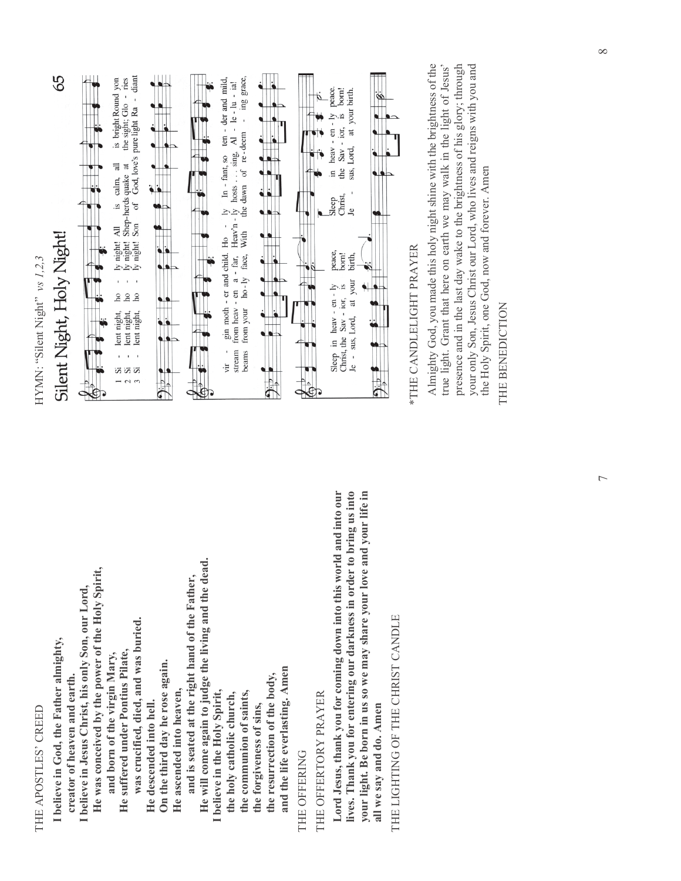THE APOSTLES' CREED

**I believe in God, the Father almighty,**
**creator of heaven and earth.**
**I believe in Jesus Christ, his only Son, our Lord,**
**He was conceived by the power of the Holy Spirit,**
**and born of the virgin Mary,**
**He suffered under Pontius Pilate,**
**was crucified, died, and was buried.**
**He descended into hell.**
**On the third day he rose again.**
**He ascended into heaven,**
**and is seated at the right hand of the Father,**
**He will come again to judge the living and the dead.**
**I believe in the Holy Spirit,**
**the holy catholic church,**
**the communion of saints,**
**the forgiveness of sins,**
**the resurrection of the body,**
**and the life everlasting. Amen**

THE OFFERING

THE OFFERTORY PRAYER

**Lord Jesus, thank you for coming down into this world and into our lives. Thank you for entering our darkness in order to bring us into your light. Be born in us so we may share your love and your life in all we say and do. Amen**

THE LIGHTING OF THE CHRIST CANDLE

HYMN: "Silent Night" *vs 1,2,3*

## Silent Night, Holy Night! 65

1 Silent night, holy night! All is calm, all is bright Round yon virgin mother and child. Holy Infant, so tender and mild, Sleep in heavenly peace, Sleep in heavenly peace.

2 Silent night, holy night! Shepherds quake at the sight; Glories stream from heaven afar, Heav'nly hosts . . . sing, Alleluia! Christ, the Savior, is born! Christ, the Savior, is born!

3 Silent night, holy night! Son of God, love's pure light Radiant beams from your holy face, With the dawn of redeeming grace, Jesus, Lord, at your birth, Jesus, Lord, at your birth.

*THE CANDLELIGHT PRAYER

Almighty God, you made this holy night shine with the brightness of the true light. Grant that here on earth we may walk in the light of Jesus' presence and in the last day wake to the brightness of his glory; through your only Son, Jesus Christ our Lord, who lives and reigns with you and the Holy Spirit, one God, now and forever. Amen

THE BENEDICTION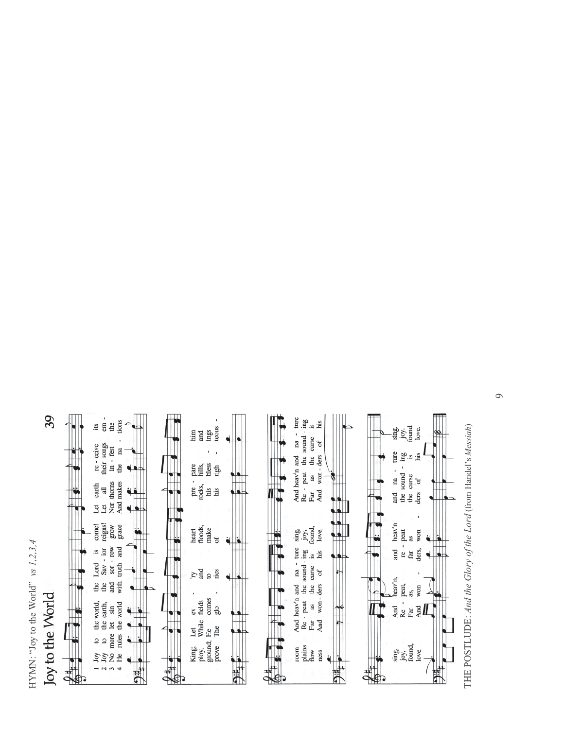HYMN: "Joy to the World" *vs 1,2,3,4*

## Joy to the World

39

1 Joy to the world, the Lord is come! Let earth receive its King; Let every heart prepare him room And heav'n and nature sing, And heav'n and nature sing, And heav'n, and heav'n and nature sing.

2 Joy to the earth, the Savior reigns! Let all their songs employ, While fields and floods, rocks, hills, and plains Repeat the sounding joy, Repeat the sounding joy, Repeat, repeat the sounding joy.

3 No more let sin and sorrow grow Nor thorns infest the ground; He comes to make his blessings flow Far as the curse is found, Far as the curse is found, Far as, far as the curse is found.

4 He rules the world with truth and grace And makes the nations prove The glories of his righteousness And wonders of his love, And wonders of his love, And wonders, wonders of his love.

THE POSTLUDE: *And the Glory of the Lord* (from Handel's *Messiah*)